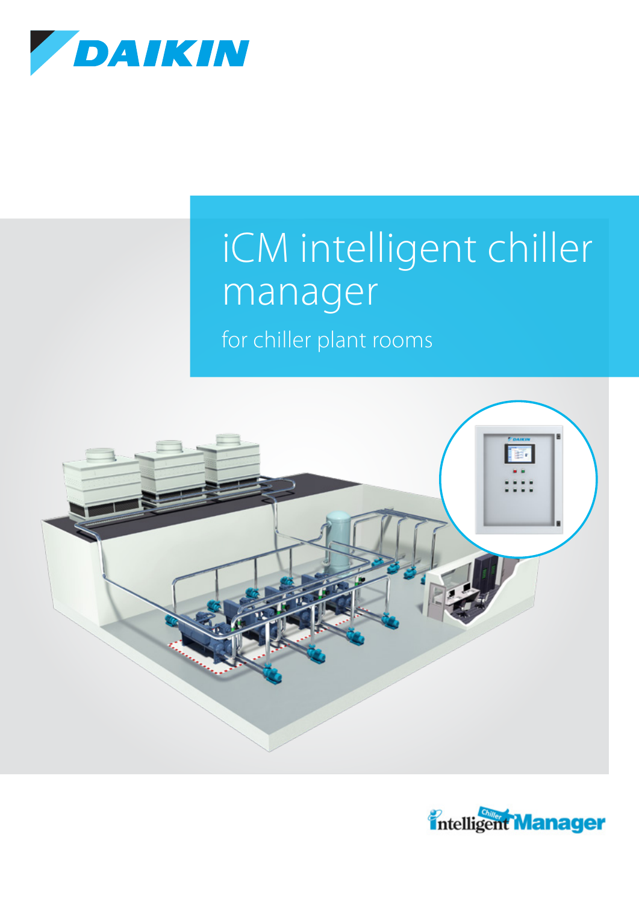DAIKIN

# iCM intelligent chiller manager

## for chiller plant rooms

intelligent Chiller Manager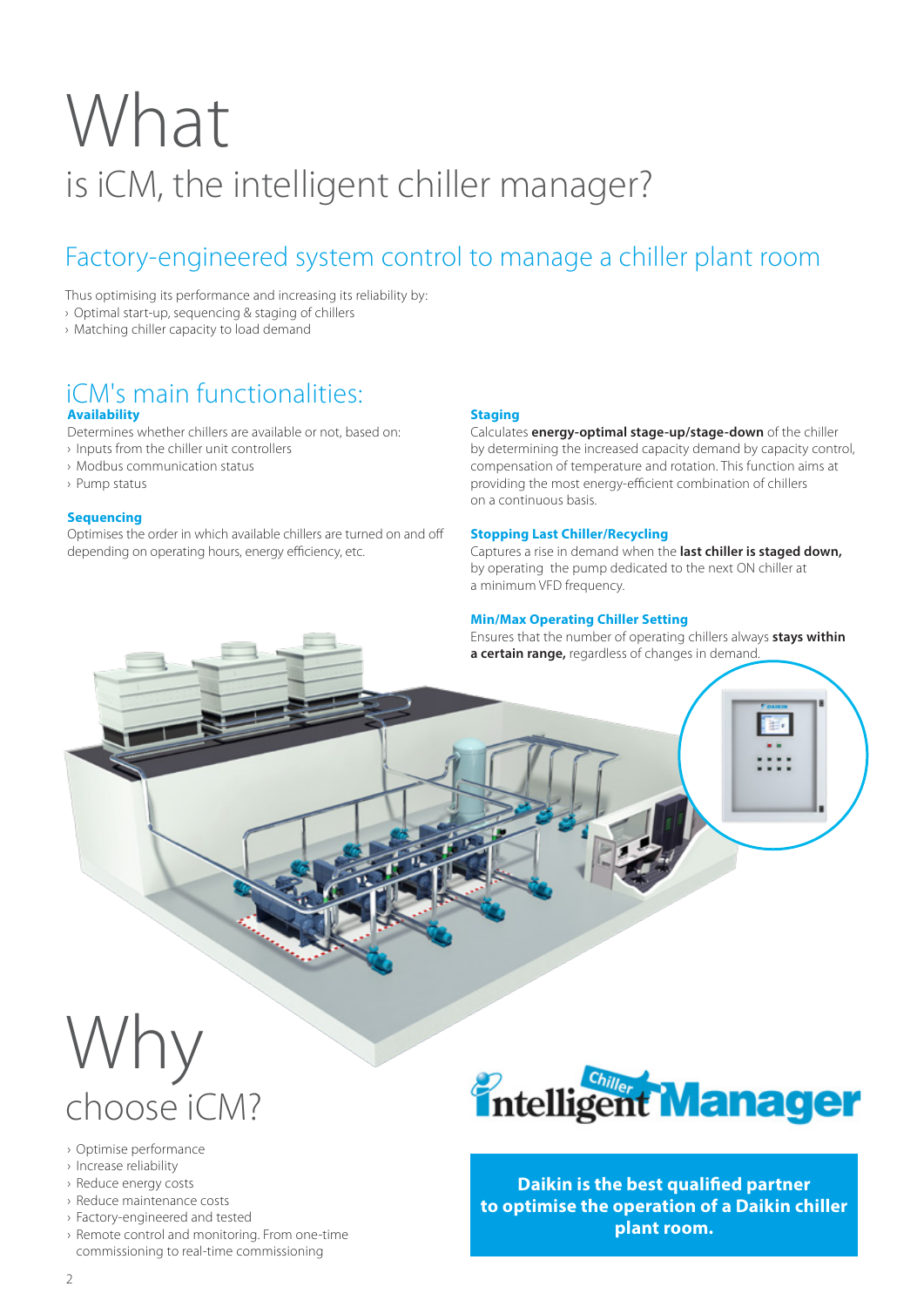# What

## is iCM, the intelligent chiller manager?

### Factory-engineered system control to manage a chiller plant room

Thus optimising its performance and increasing its reliability by:

- Optimal start-up, sequencing & staging of chillers
- Matching chiller capacity to load demand

### iCM's main functionalities:

**Availability**

Determines whether chillers are available or not, based on:

- Inputs from the chiller unit controllers
- Modbus communication status
- Pump status

**Sequencing**

Optimises the order in which available chillers are turned on and off depending on operating hours, energy efficiency, etc.

**Staging**

Calculates **energy-optimal stage-up/stage-down** of the chiller by determining the increased capacity demand by capacity control, compensation of temperature and rotation. This function aims at providing the most energy-efficient combination of chillers on a continuous basis.

**Stopping Last Chiller/Recycling**

Captures a rise in demand when the **last chiller is staged down,** by operating the pump dedicated to the next ON chiller at a minimum VFD frequency.

**Min/Max Operating Chiller Setting**

Ensures that the number of operating chillers always **stays within a certain range,** regardless of changes in demand.

# Why

## choose iCM?

- Optimise performance
- Increase reliability
- Reduce energy costs
- Reduce maintenance costs
- Factory-engineered and tested
- Remote control and monitoring. From one-time commissioning to real-time commissioning

intelligent Chiller Manager

**Daikin is the best qualified partner to optimise the operation of a Daikin chiller plant room.**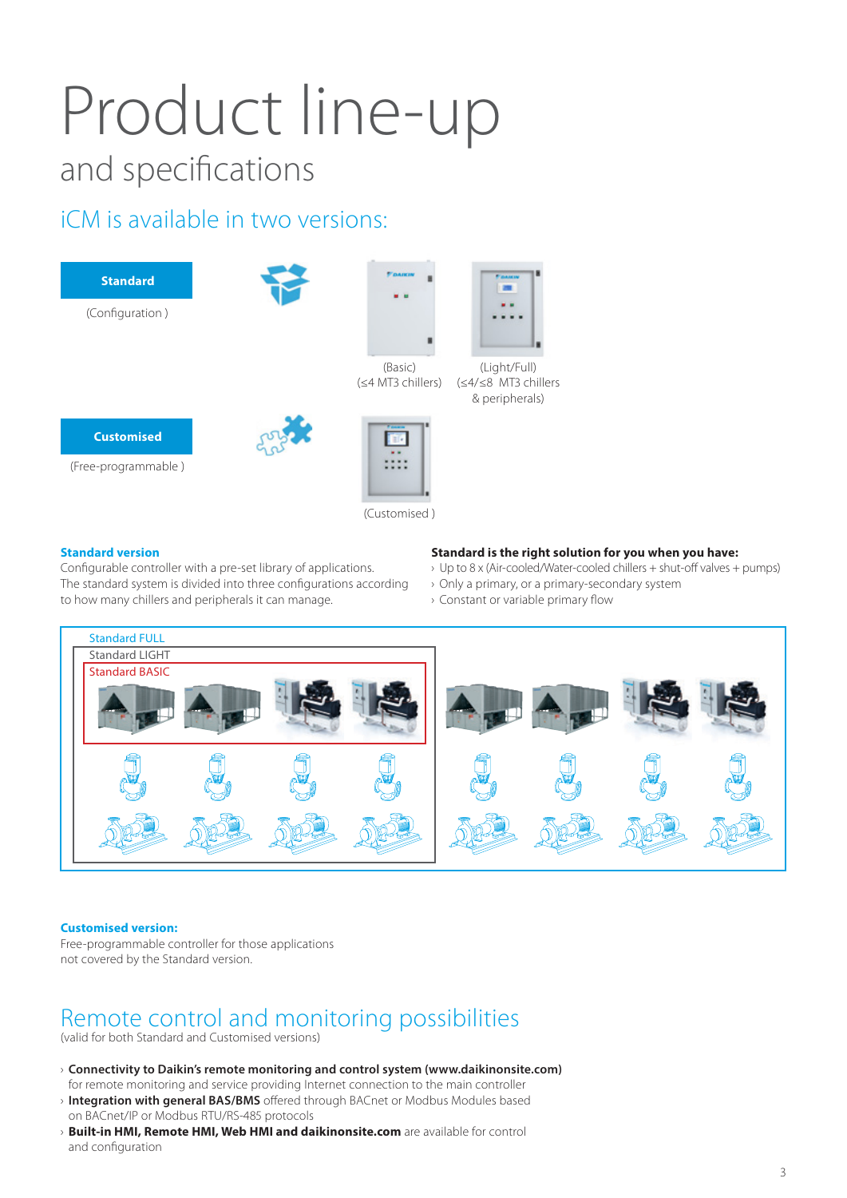# Product line-up

## and specifications

### iCM is available in two versions:

**Standard**

(Configuration )

(Basic)
(≤4 MT3 chillers)

(Light/Full)
(≤4/≤8 MT3 chillers & peripherals)

**Customised**

(Free-programmable )

(Customised )

**Standard version**

Configurable controller with a pre-set library of applications. The standard system is divided into three configurations according to how many chillers and peripherals it can manage.

**Standard is the right solution for you when you have:**

- Up to 8 x (Air-cooled/Water-cooled chillers + shut-off valves + pumps)
- Only a primary, or a primary-secondary system
- Constant or variable primary flow

Standard FULL

Standard LIGHT

Standard BASIC

**Customised version:**

Free-programmable controller for those applications not covered by the Standard version.

## Remote control and monitoring possibilities

(valid for both Standard and Customised versions)

- **Connectivity to Daikin's remote monitoring and control system (www.daikinonsite.com)** for remote monitoring and service providing Internet connection to the main controller
- **Integration with general BAS/BMS** offered through BACnet or Modbus Modules based on BACnet/IP or Modbus RTU/RS-485 protocols
- **Built-in HMI, Remote HMI, Web HMI and daikinonsite.com** are available for control and configuration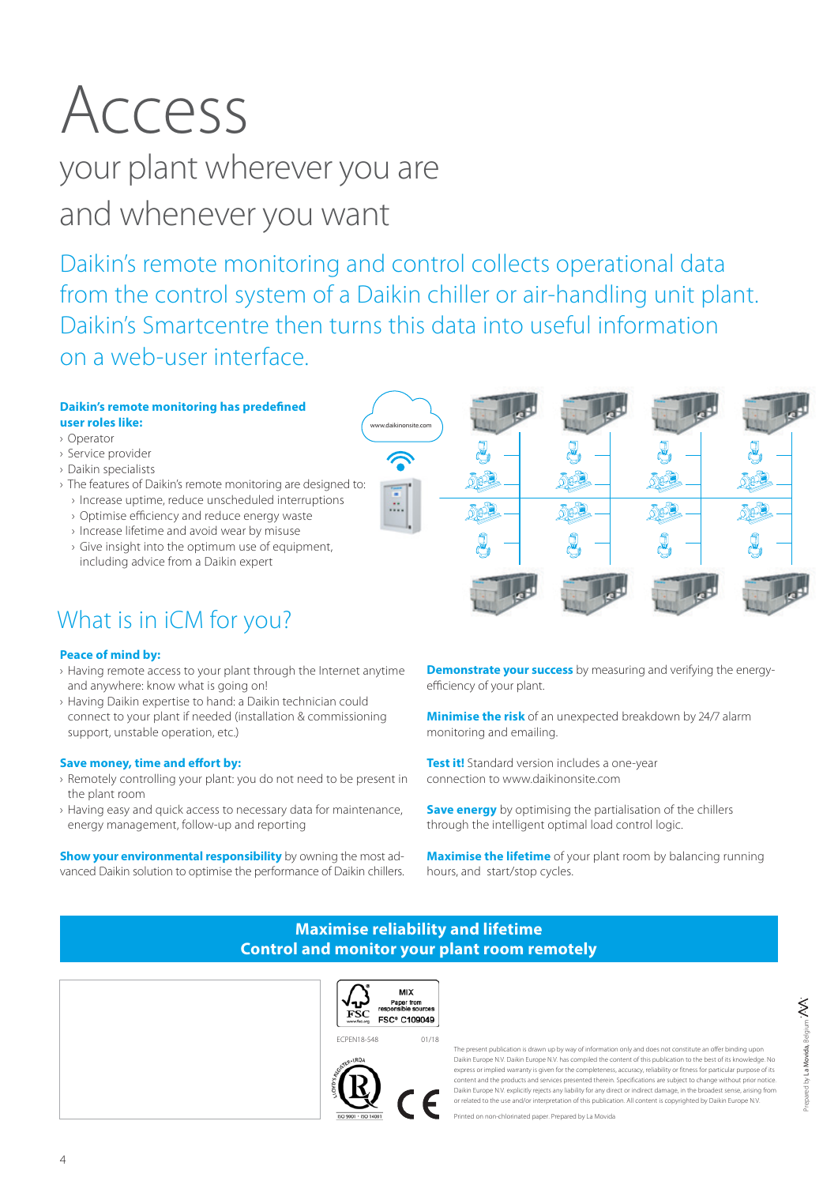# Access

## your plant wherever you are and whenever you want

Daikin's remote monitoring and control collects operational data from the control system of a Daikin chiller or air-handling unit plant. Daikin's Smartcentre then turns this data into useful information on a web-user interface.

**Daikin's remote monitoring has predefined user roles like:**

- Operator
- Service provider
- Daikin specialists
- The features of Daikin's remote monitoring are designed to:
  - Increase uptime, reduce unscheduled interruptions
  - Optimise efficiency and reduce energy waste
  - Increase lifetime and avoid wear by misuse
  - Give insight into the optimum use of equipment, including advice from a Daikin expert

www.daikinonsite.com

## What is in iCM for you?

**Peace of mind by:**

- Having remote access to your plant through the Internet anytime and anywhere: know what is going on!
- Having Daikin expertise to hand: a Daikin technician could connect to your plant if needed (installation & commissioning support, unstable operation, etc.)

**Save money, time and effort by:**

- Remotely controlling your plant: you do not need to be present in the plant room
- Having easy and quick access to necessary data for maintenance, energy management, follow-up and reporting

**Show your environmental responsibility** by owning the most advanced Daikin solution to optimise the performance of Daikin chillers.

**Demonstrate your success** by measuring and verifying the energy-efficiency of your plant.

**Minimise the risk** of an unexpected breakdown by 24/7 alarm monitoring and emailing.

**Test it!** Standard version includes a one-year connection to www.daikinonsite.com

**Save energy** by optimising the partialisation of the chillers through the intelligent optimal load control logic.

**Maximise the lifetime** of your plant room by balancing running hours, and start/stop cycles.

**Maximise reliability and lifetime**
**Control and monitor your plant room remotely**

MIX
Paper from responsible sources
FSC® C109049

ECPEN18-548 01/18

ISO 9001 · ISO 14001

The present publication is drawn up by way of information only and does not constitute an offer binding upon Daikin Europe N.V. Daikin Europe N.V. has compiled the content of this publication to the best of its knowledge. No express or implied warranty is given for the completeness, accuracy, reliability or fitness for particular purpose of its content and the products and services presented therein. Specifications are subject to change without prior notice. Daikin Europe N.V. explicitly rejects any liability for any direct or indirect damage, in the broadest sense, arising from or related to the use and/or interpretation of this publication. All content is copyrighted by Daikin Europe N.V.

Printed on non-chlorinated paper. Prepared by La Movida

Prepared by La Movida, Belgium